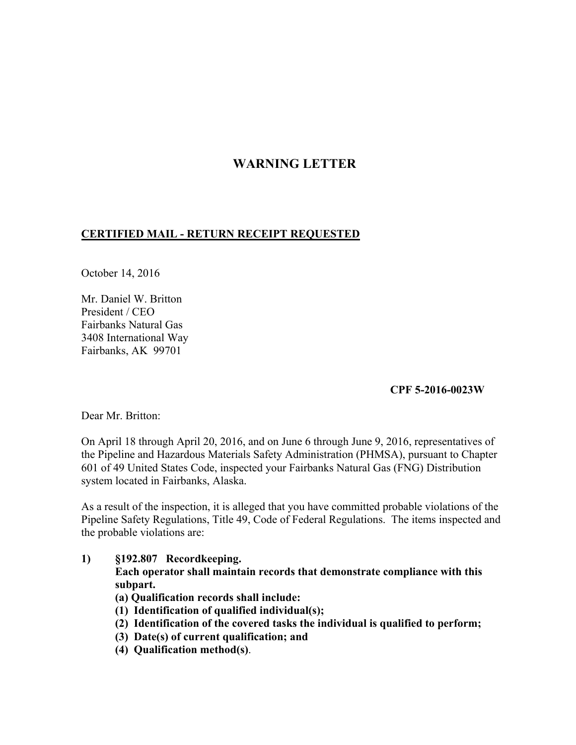# WARNING LETTER

**CERTIFIED MAIL - RETURN RECEIPT REQUESTED**

October 14, 2016

Mr. Daniel W. Britton
President / CEO
Fairbanks Natural Gas
3408 International Way
Fairbanks, AK 99701

**CPF 5-2016-0023W**

Dear Mr. Britton:

On April 18 through April 20, 2016, and on June 6 through June 9, 2016, representatives of the Pipeline and Hazardous Materials Safety Administration (PHMSA), pursuant to Chapter 601 of 49 United States Code, inspected your Fairbanks Natural Gas (FNG) Distribution system located in Fairbanks, Alaska.

As a result of the inspection, it is alleged that you have committed probable violations of the Pipeline Safety Regulations, Title 49, Code of Federal Regulations. The items inspected and the probable violations are:

1) **§192.807 Recordkeeping.**
   **Each operator shall maintain records that demonstrate compliance with this subpart.**
   **(a) Qualification records shall include:**
   **(1) Identification of qualified individual(s);**
   **(2) Identification of the covered tasks the individual is qualified to perform;**
   **(3) Date(s) of current qualification; and**
   **(4) Qualification method(s)**.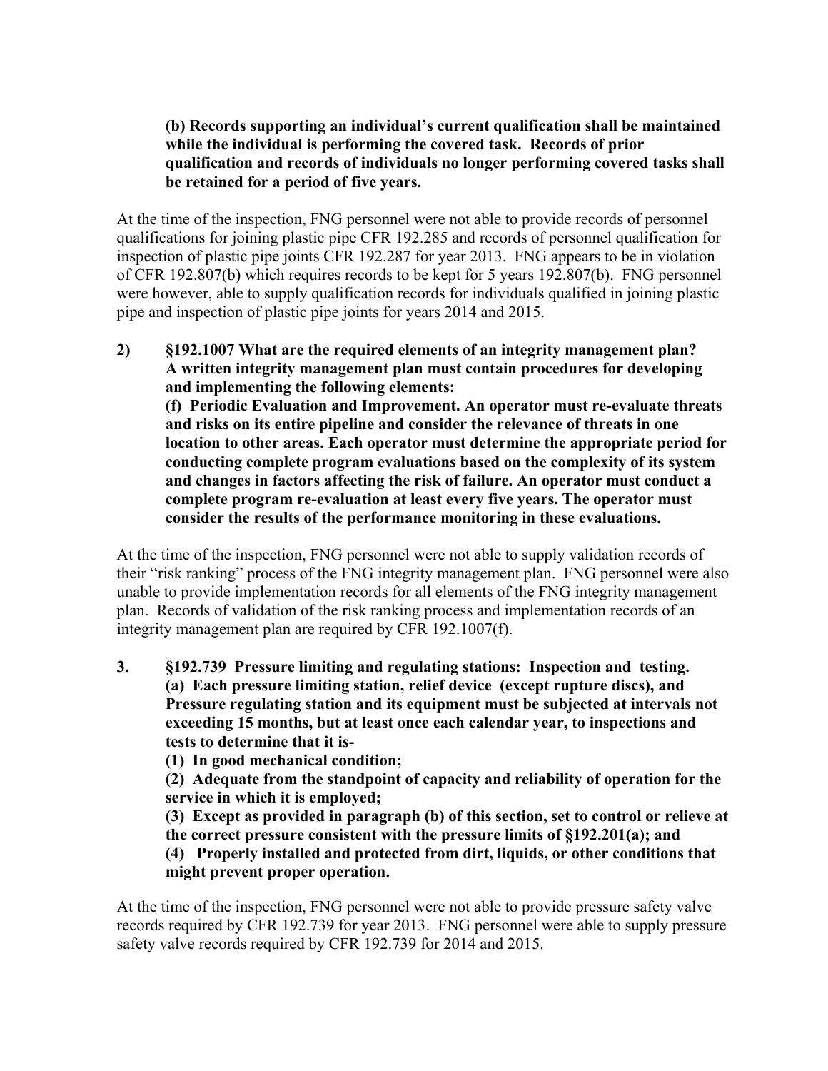**(b) Records supporting an individual's current qualification shall be maintained while the individual is performing the covered task. Records of prior qualification and records of individuals no longer performing covered tasks shall be retained for a period of five years.**

At the time of the inspection, FNG personnel were not able to provide records of personnel qualifications for joining plastic pipe CFR 192.285 and records of personnel qualification for inspection of plastic pipe joints CFR 192.287 for year 2013. FNG appears to be in violation of CFR 192.807(b) which requires records to be kept for 5 years 192.807(b). FNG personnel were however, able to supply qualification records for individuals qualified in joining plastic pipe and inspection of plastic pipe joints for years 2014 and 2015.

**2) §192.1007 What are the required elements of an integrity management plan? A written integrity management plan must contain procedures for developing and implementing the following elements:**

**(f) Periodic Evaluation and Improvement. An operator must re-evaluate threats and risks on its entire pipeline and consider the relevance of threats in one location to other areas. Each operator must determine the appropriate period for conducting complete program evaluations based on the complexity of its system and changes in factors affecting the risk of failure. An operator must conduct a complete program re-evaluation at least every five years. The operator must consider the results of the performance monitoring in these evaluations.**

At the time of the inspection, FNG personnel were not able to supply validation records of their "risk ranking" process of the FNG integrity management plan. FNG personnel were also unable to provide implementation records for all elements of the FNG integrity management plan. Records of validation of the risk ranking process and implementation records of an integrity management plan are required by CFR 192.1007(f).

**3. §192.739 Pressure limiting and regulating stations: Inspection and testing.**

**(a) Each pressure limiting station, relief device (except rupture discs), and Pressure regulating station and its equipment must be subjected at intervals not exceeding 15 months, but at least once each calendar year, to inspections and tests to determine that it is-**

**(1) In good mechanical condition;**

**(2) Adequate from the standpoint of capacity and reliability of operation for the service in which it is employed;**

**(3) Except as provided in paragraph (b) of this section, set to control or relieve at the correct pressure consistent with the pressure limits of §192.201(a); and**

**(4) Properly installed and protected from dirt, liquids, or other conditions that might prevent proper operation.**

At the time of the inspection, FNG personnel were not able to provide pressure safety valve records required by CFR 192.739 for year 2013. FNG personnel were able to supply pressure safety valve records required by CFR 192.739 for 2014 and 2015.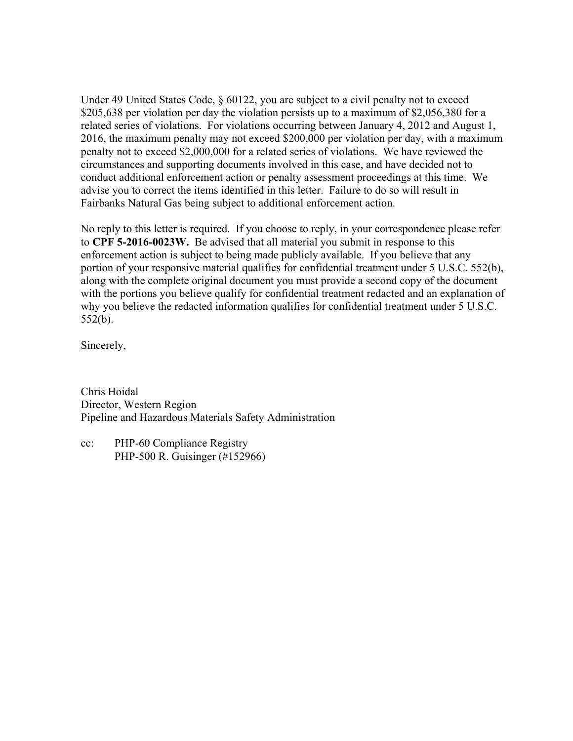Under 49 United States Code, § 60122, you are subject to a civil penalty not to exceed $205,638 per violation per day the violation persists up to a maximum of $2,056,380 for a related series of violations. For violations occurring between January 4, 2012 and August 1, 2016, the maximum penalty may not exceed $200,000 per violation per day, with a maximum penalty not to exceed $2,000,000 for a related series of violations. We have reviewed the circumstances and supporting documents involved in this case, and have decided not to conduct additional enforcement action or penalty assessment proceedings at this time. We advise you to correct the items identified in this letter. Failure to do so will result in Fairbanks Natural Gas being subject to additional enforcement action.

No reply to this letter is required. If you choose to reply, in your correspondence please refer to **CPF 5-2016-0023W.** Be advised that all material you submit in response to this enforcement action is subject to being made publicly available. If you believe that any portion of your responsive material qualifies for confidential treatment under 5 U.S.C. 552(b), along with the complete original document you must provide a second copy of the document with the portions you believe qualify for confidential treatment redacted and an explanation of why you believe the redacted information qualifies for confidential treatment under 5 U.S.C. 552(b).

Sincerely,

Chris Hoidal
Director, Western Region
Pipeline and Hazardous Materials Safety Administration

cc: PHP-60 Compliance Registry
PHP-500 R. Guisinger (#152966)